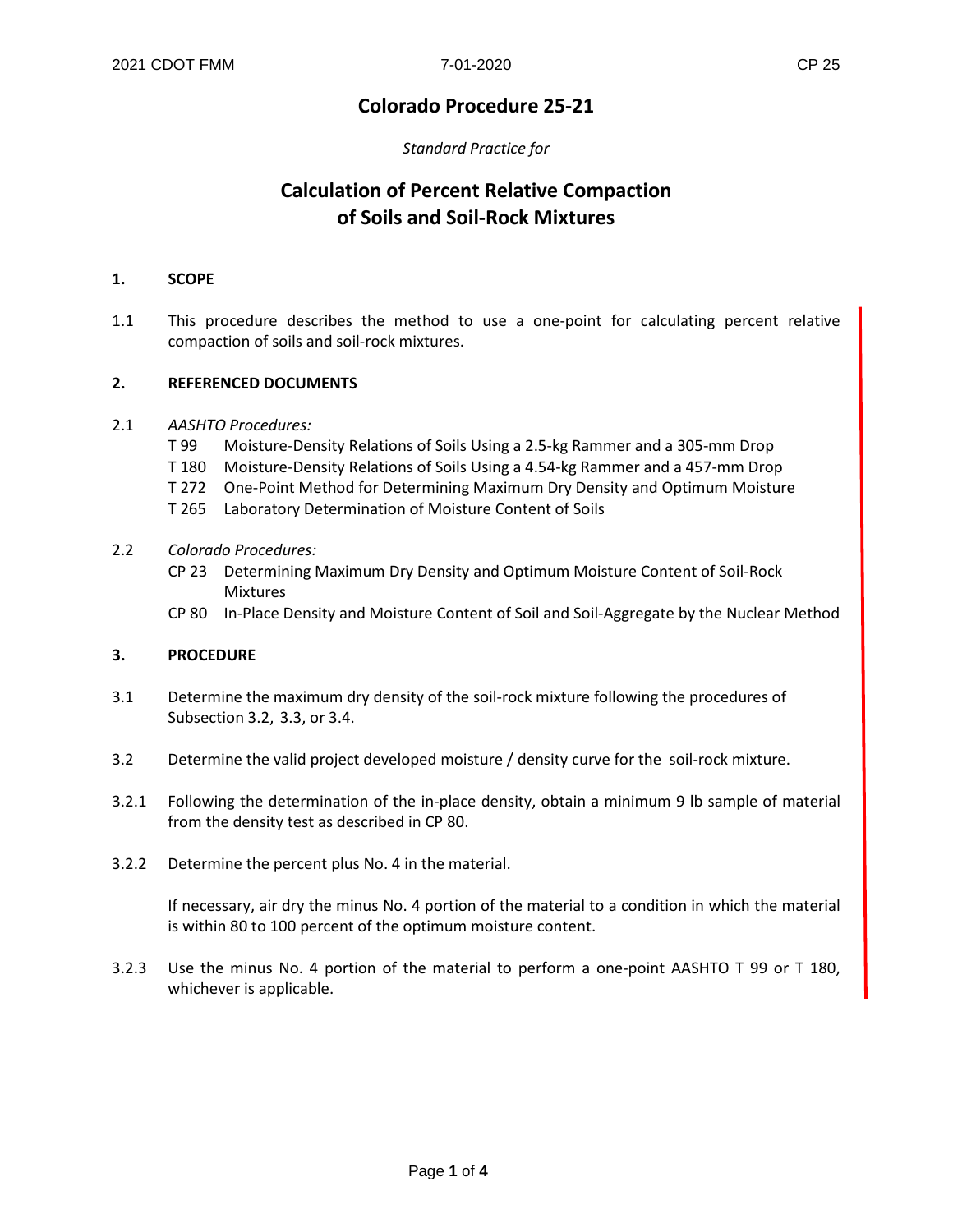# Colorado Procedure 25-21

*Standard Practice for*

# Calculation of Percent Relative Compaction of Soils and Soil-Rock Mixtures

## 1. SCOPE

1.1 This procedure describes the method to use a one-point for calculating percent relative compaction of soils and soil-rock mixtures.

## 2. REFERENCED DOCUMENTS

2.1 *AASHTO Procedures:*

- T 99 Moisture-Density Relations of Soils Using a 2.5-kg Rammer and a 305-mm Drop
- T 180 Moisture-Density Relations of Soils Using a 4.54-kg Rammer and a 457-mm Drop
- T 272 One-Point Method for Determining Maximum Dry Density and Optimum Moisture
- T 265 Laboratory Determination of Moisture Content of Soils

2.2 *Colorado Procedures:*

- CP 23 Determining Maximum Dry Density and Optimum Moisture Content of Soil-Rock Mixtures
- CP 80 In-Place Density and Moisture Content of Soil and Soil-Aggregate by the Nuclear Method

## 3. PROCEDURE

3.1 Determine the maximum dry density of the soil-rock mixture following the procedures of Subsection 3.2, 3.3, or 3.4.

3.2 Determine the valid project developed moisture / density curve for the soil-rock mixture.

3.2.1 Following the determination of the in-place density, obtain a minimum 9 lb sample of material from the density test as described in CP 80.

3.2.2 Determine the percent plus No. 4 in the material.

If necessary, air dry the minus No. 4 portion of the material to a condition in which the material is within 80 to 100 percent of the optimum moisture content.

3.2.3 Use the minus No. 4 portion of the material to perform a one-point AASHTO T 99 or T 180, whichever is applicable.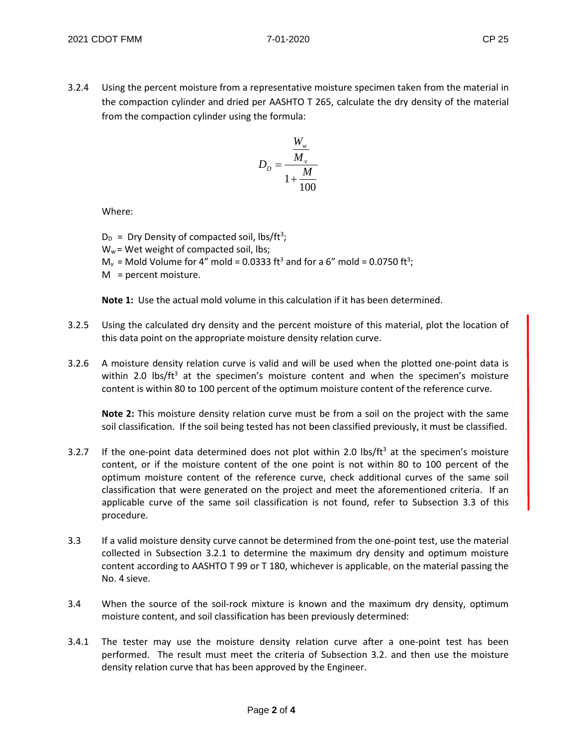3.2.4 Using the percent moisture from a representative moisture specimen taken from the material in the compaction cylinder and dried per AASHTO T 265, calculate the dry density of the material from the compaction cylinder using the formula:

$$D_D = \frac{\frac{W_w}{M_v}}{1 + \frac{M}{100}}$$

Where:

$D_D$ = Dry Density of compacted soil, lbs/ft$^3$;
$W_w$ = Wet weight of compacted soil, lbs;
$M_v$ = Mold Volume for 4" mold = 0.0333 ft$^3$ and for a 6" mold = 0.0750 ft$^3$;
M = percent moisture.

**Note 1:** Use the actual mold volume in this calculation if it has been determined.

3.2.5 Using the calculated dry density and the percent moisture of this material, plot the location of this data point on the appropriate moisture density relation curve.

3.2.6 A moisture density relation curve is valid and will be used when the plotted one-point data is within 2.0 lbs/ft$^3$ at the specimen's moisture content and when the specimen's moisture content is within 80 to 100 percent of the optimum moisture content of the reference curve.

**Note 2:** This moisture density relation curve must be from a soil on the project with the same soil classification. If the soil being tested has not been classified previously, it must be classified.

3.2.7 If the one-point data determined does not plot within 2.0 lbs/ft$^3$ at the specimen's moisture content, or if the moisture content of the one point is not within 80 to 100 percent of the optimum moisture content of the reference curve, check additional curves of the same soil classification that were generated on the project and meet the aforementioned criteria. If an applicable curve of the same soil classification is not found, refer to Subsection 3.3 of this procedure.

3.3 If a valid moisture density curve cannot be determined from the one-point test, use the material collected in Subsection 3.2.1 to determine the maximum dry density and optimum moisture content according to AASHTO T 99 or T 180, whichever is applicable, on the material passing the No. 4 sieve.

3.4 When the source of the soil-rock mixture is known and the maximum dry density, optimum moisture content, and soil classification has been previously determined:

3.4.1 The tester may use the moisture density relation curve after a one-point test has been performed. The result must meet the criteria of Subsection 3.2. and then use the moisture density relation curve that has been approved by the Engineer.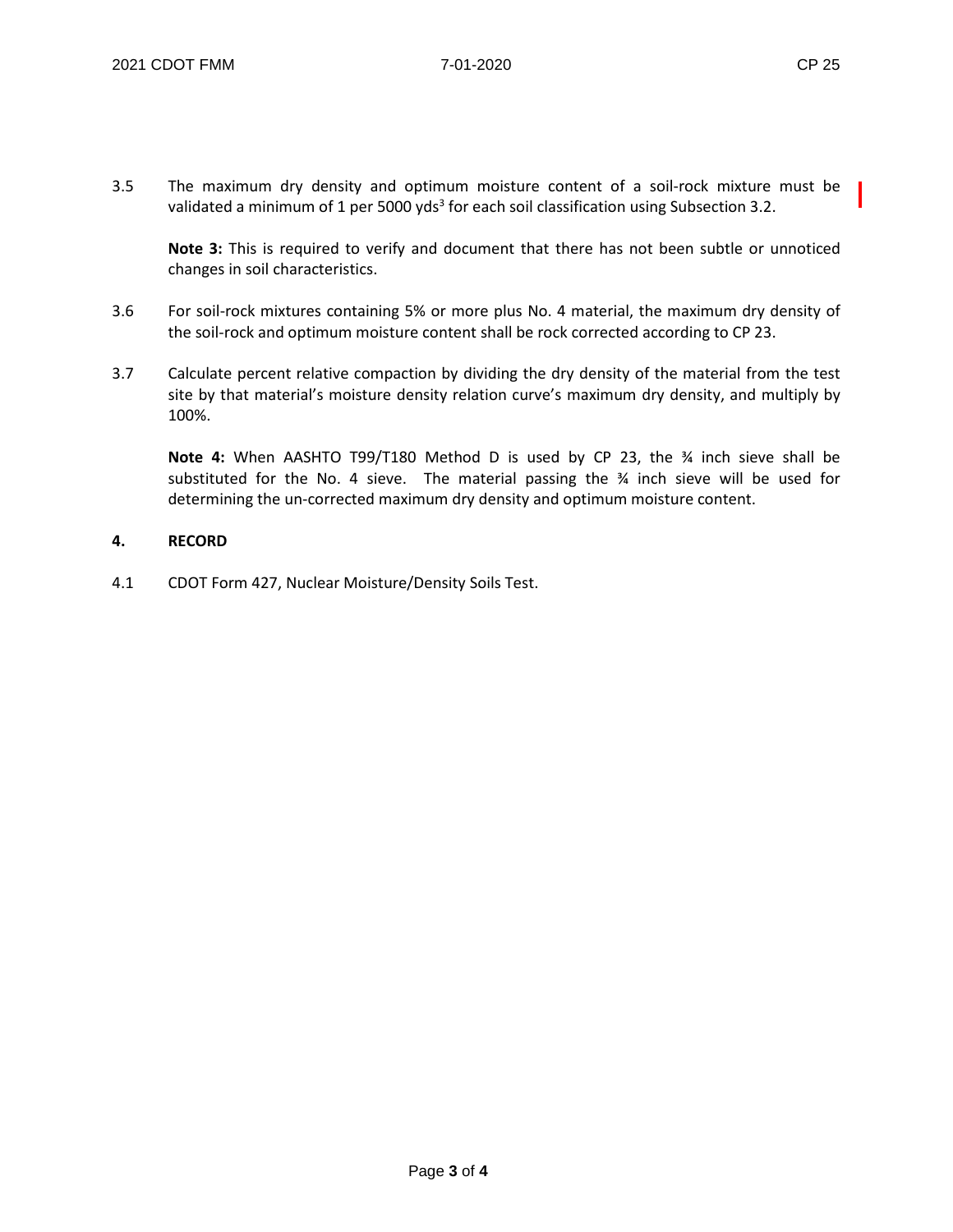3.5 The maximum dry density and optimum moisture content of a soil-rock mixture must be validated a minimum of 1 per 5000 $yds^3$ for each soil classification using Subsection 3.2.

**Note 3:** This is required to verify and document that there has not been subtle or unnoticed changes in soil characteristics.

3.6 For soil-rock mixtures containing 5% or more plus No. 4 material, the maximum dry density of the soil-rock and optimum moisture content shall be rock corrected according to CP 23.

3.7 Calculate percent relative compaction by dividing the dry density of the material from the test site by that material's moisture density relation curve's maximum dry density, and multiply by 100%.

**Note 4:** When AASHTO T99/T180 Method D is used by CP 23, the ¾ inch sieve shall be substituted for the No. 4 sieve. The material passing the ¾ inch sieve will be used for determining the un-corrected maximum dry density and optimum moisture content.

## 4. RECORD

4.1 CDOT Form 427, Nuclear Moisture/Density Soils Test.